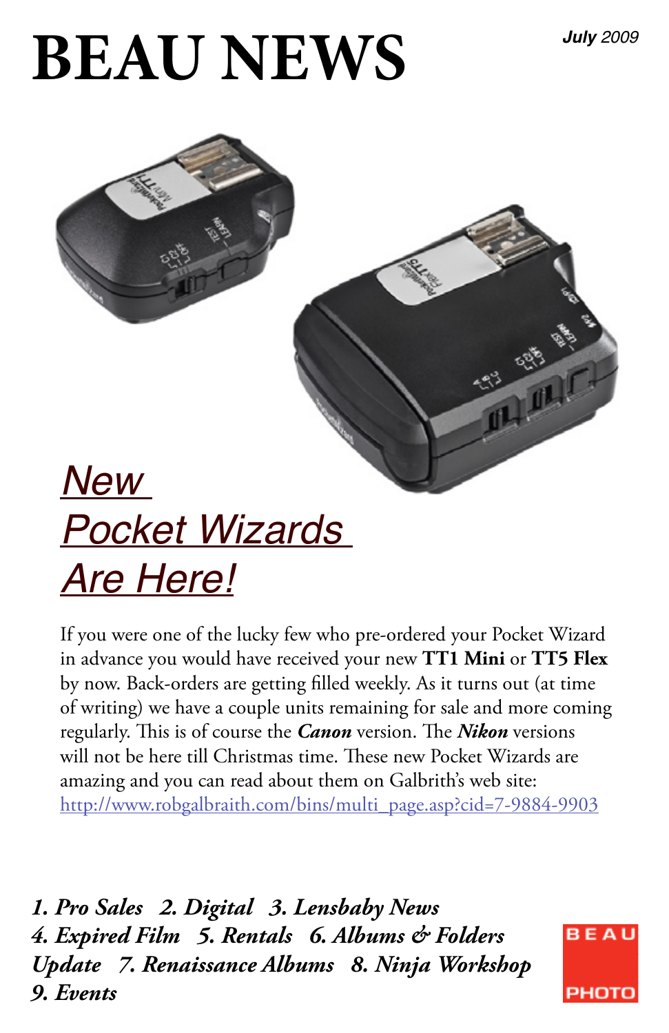# BEAU NEWS

***July*** *2009*

## *New Pocket Wizards Are Here!*

If you were one of the lucky few who pre-ordered your Pocket Wizard in advance you would have received your new **TT1 Mini** or **TT5 Flex** by now. Back-orders are getting filled weekly. As it turns out (at time of writing) we have a couple units remaining for sale and more coming regularly. This is of course the ***Canon*** version. The ***Nikon*** versions will not be here till Christmas time. These new Pocket Wizards are amazing and you can read about them on Galbrith's web site: http://www.robgalbraith.com/bins/multi_page.asp?cid=7-9884-9903

***1. Pro Sales 2. Digital 3. Lensbaby News 4. Expired Film 5. Rentals 6. Albums & Folders Update 7. Renaissance Albums 8. Ninja Workshop 9. Events***

BEAU PHOTO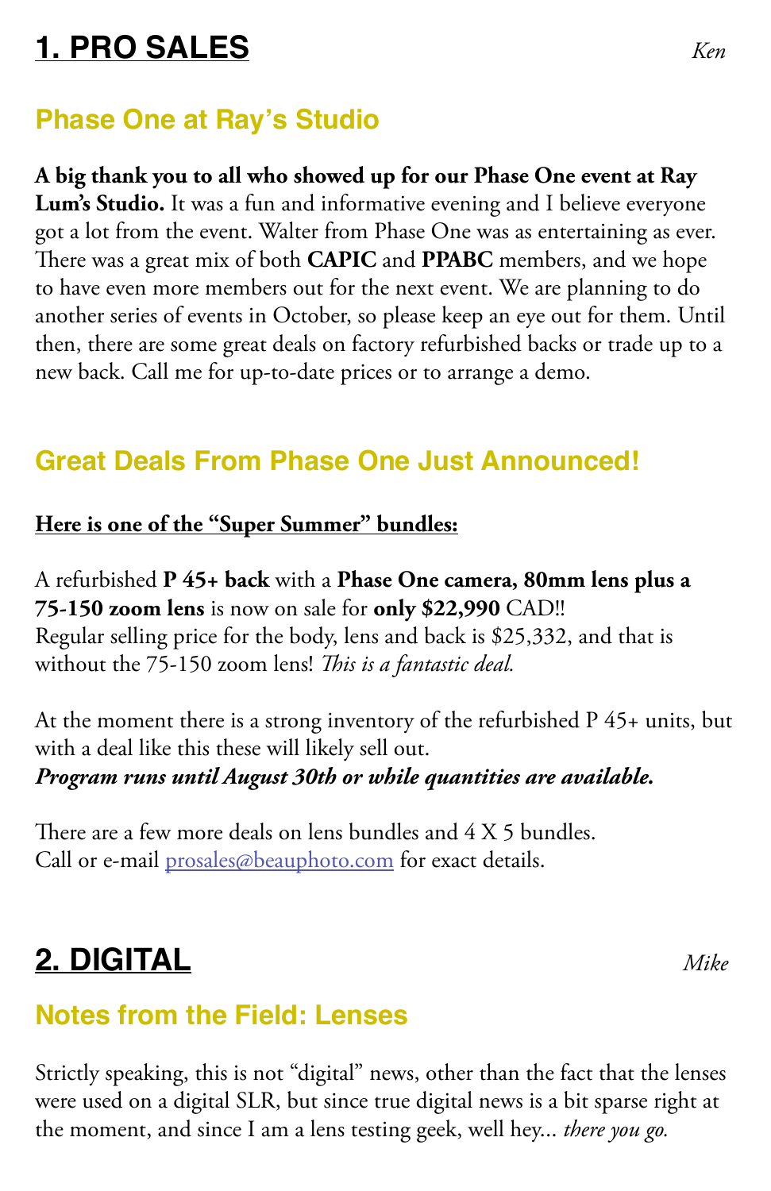# 1. PRO SALES

*Ken*

## Phase One at Ray's Studio

**A big thank you to all who showed up for our Phase One event at Ray Lum's Studio.** It was a fun and informative evening and I believe everyone got a lot from the event. Walter from Phase One was as entertaining as ever. There was a great mix of both **CAPIC** and **PPABC** members, and we hope to have even more members out for the next event. We are planning to do another series of events in October, so please keep an eye out for them. Until then, there are some great deals on factory refurbished backs or trade up to a new back. Call me for up-to-date prices or to arrange a demo.

## Great Deals From Phase One Just Announced!

**Here is one of the "Super Summer" bundles:**

A refurbished **P 45+ back** with a **Phase One camera, 80mm lens plus a 75-150 zoom lens** is now on sale for **only $22,990** CAD!!
Regular selling price for the body, lens and back is $25,332, and that is without the 75-150 zoom lens! *This is a fantastic deal.*

At the moment there is a strong inventory of the refurbished P 45+ units, but with a deal like this these will likely sell out.
***Program runs until August 30th or while quantities are available.***

There are a few more deals on lens bundles and 4 X 5 bundles.
Call or e-mail prosales@beauphoto.com for exact details.

# 2. DIGITAL

*Mike*

## Notes from the Field: Lenses

Strictly speaking, this is not "digital" news, other than the fact that the lenses were used on a digital SLR, but since true digital news is a bit sparse right at the moment, and since I am a lens testing geek, well hey... *there you go.*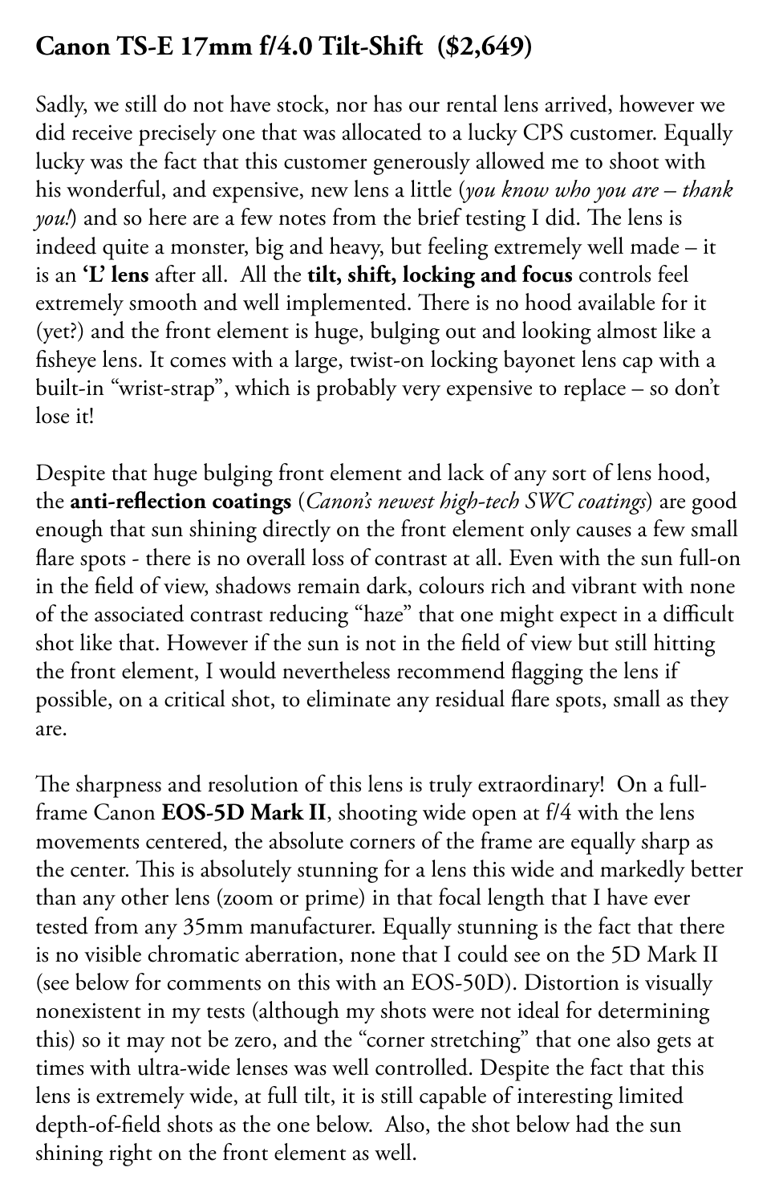## Canon TS-E 17mm f/4.0 Tilt-Shift ($2,649)

Sadly, we still do not have stock, nor has our rental lens arrived, however we did receive precisely one that was allocated to a lucky CPS customer. Equally lucky was the fact that this customer generously allowed me to shoot with his wonderful, and expensive, new lens a little (*you know who you are – thank you!*) and so here are a few notes from the brief testing I did. The lens is indeed quite a monster, big and heavy, but feeling extremely well made – it is an **'L' lens** after all. All the **tilt, shift, locking and focus** controls feel extremely smooth and well implemented. There is no hood available for it (yet?) and the front element is huge, bulging out and looking almost like a fisheye lens. It comes with a large, twist-on locking bayonet lens cap with a built-in "wrist-strap", which is probably very expensive to replace – so don't lose it!

Despite that huge bulging front element and lack of any sort of lens hood, the **anti-reflection coatings** (*Canon's newest high-tech SWC coatings*) are good enough that sun shining directly on the front element only causes a few small flare spots - there is no overall loss of contrast at all. Even with the sun full-on in the field of view, shadows remain dark, colours rich and vibrant with none of the associated contrast reducing "haze" that one might expect in a difficult shot like that. However if the sun is not in the field of view but still hitting the front element, I would nevertheless recommend flagging the lens if possible, on a critical shot, to eliminate any residual flare spots, small as they are.

The sharpness and resolution of this lens is truly extraordinary! On a full-frame Canon **EOS-5D Mark II**, shooting wide open at f/4 with the lens movements centered, the absolute corners of the frame are equally sharp as the center. This is absolutely stunning for a lens this wide and markedly better than any other lens (zoom or prime) in that focal length that I have ever tested from any 35mm manufacturer. Equally stunning is the fact that there is no visible chromatic aberration, none that I could see on the 5D Mark II (see below for comments on this with an EOS-50D). Distortion is visually nonexistent in my tests (although my shots were not ideal for determining this) so it may not be zero, and the "corner stretching" that one also gets at times with ultra-wide lenses was well controlled. Despite the fact that this lens is extremely wide, at full tilt, it is still capable of interesting limited depth-of-field shots as the one below. Also, the shot below had the sun shining right on the front element as well.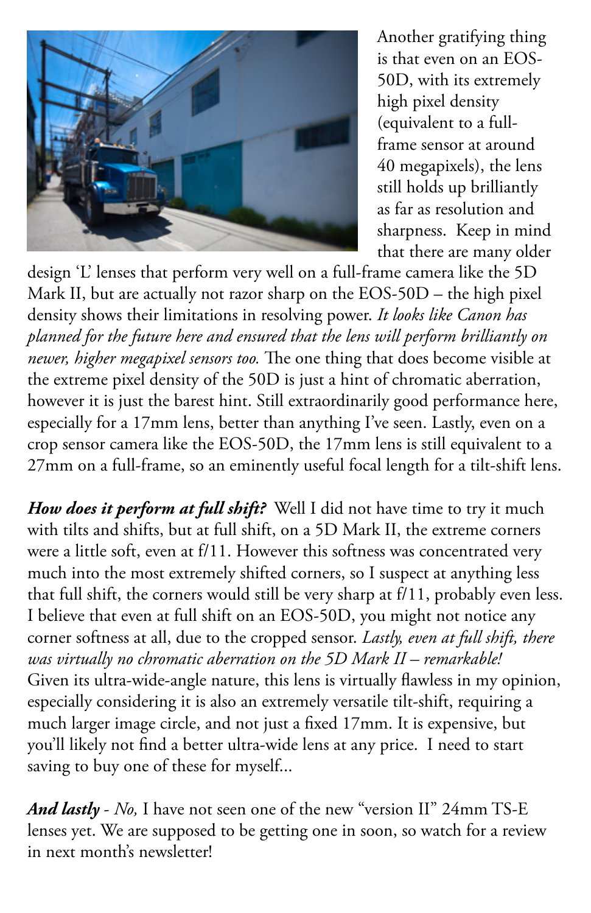Another gratifying thing is that even on an EOS-50D, with its extremely high pixel density (equivalent to a full-frame sensor at around 40 megapixels), the lens still holds up brilliantly as far as resolution and sharpness. Keep in mind that there are many older design 'L' lenses that perform very well on a full-frame camera like the 5D Mark II, but are actually not razor sharp on the EOS-50D – the high pixel density shows their limitations in resolving power. *It looks like Canon has planned for the future here and ensured that the lens will perform brilliantly on newer, higher megapixel sensors too.* The one thing that does become visible at the extreme pixel density of the 50D is just a hint of chromatic aberration, however it is just the barest hint. Still extraordinarily good performance here, especially for a 17mm lens, better than anything I've seen. Lastly, even on a crop sensor camera like the EOS-50D, the 17mm lens is still equivalent to a 27mm on a full-frame, so an eminently useful focal length for a tilt-shift lens.

***How does it perform at full shift?*** Well I did not have time to try it much with tilts and shifts, but at full shift, on a 5D Mark II, the extreme corners were a little soft, even at f/11. However this softness was concentrated very much into the most extremely shifted corners, so I suspect at anything less that full shift, the corners would still be very sharp at f/11, probably even less. I believe that even at full shift on an EOS-50D, you might not notice any corner softness at all, due to the cropped sensor. *Lastly, even at full shift, there was virtually no chromatic aberration on the 5D Mark II – remarkable!* Given its ultra-wide-angle nature, this lens is virtually flawless in my opinion, especially considering it is also an extremely versatile tilt-shift, requiring a much larger image circle, and not just a fixed 17mm. It is expensive, but you'll likely not find a better ultra-wide lens at any price. I need to start saving to buy one of these for myself...

***And lastly*** - *No,* I have not seen one of the new "version II" 24mm TS-E lenses yet. We are supposed to be getting one in soon, so watch for a review in next month's newsletter!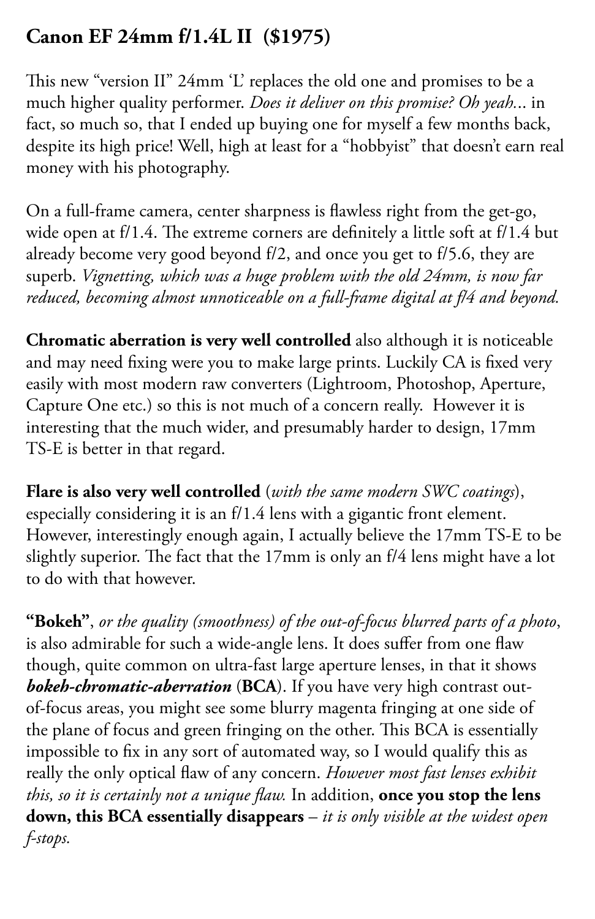## Canon EF 24mm f/1.4L II  ($1975)

This new "version II" 24mm 'L' replaces the old one and promises to be a much higher quality performer. *Does it deliver on this promise? Oh yeah...* in fact, so much so, that I ended up buying one for myself a few months back, despite its high price! Well, high at least for a "hobbyist" that doesn't earn real money with his photography.

On a full-frame camera, center sharpness is flawless right from the get-go, wide open at f/1.4. The extreme corners are definitely a little soft at f/1.4 but already become very good beyond f/2, and once you get to f/5.6, they are superb. *Vignetting, which was a huge problem with the old 24mm, is now far reduced, becoming almost unnoticeable on a full-frame digital at f/4 and beyond.*

**Chromatic aberration is very well controlled** also although it is noticeable and may need fixing were you to make large prints. Luckily CA is fixed very easily with most modern raw converters (Lightroom, Photoshop, Aperture, Capture One etc.) so this is not much of a concern really.  However it is interesting that the much wider, and presumably harder to design, 17mm TS-E is better in that regard.

**Flare is also very well controlled** (*with the same modern SWC coatings*), especially considering it is an f/1.4 lens with a gigantic front element. However, interestingly enough again, I actually believe the 17mm TS-E to be slightly superior. The fact that the 17mm is only an f/4 lens might have a lot to do with that however.

**"Bokeh"**, *or the quality (smoothness) of the out-of-focus blurred parts of a photo*, is also admirable for such a wide-angle lens. It does suffer from one flaw though, quite common on ultra-fast large aperture lenses, in that it shows ***bokeh-chromatic-aberration*** (**BCA**). If you have very high contrast out-of-focus areas, you might see some blurry magenta fringing at one side of the plane of focus and green fringing on the other. This BCA is essentially impossible to fix in any sort of automated way, so I would qualify this as really the only optical flaw of any concern. *However most fast lenses exhibit this, so it is certainly not a unique flaw.* In addition, **once you stop the lens down, this BCA essentially disappears** – *it is only visible at the widest open f-stops.*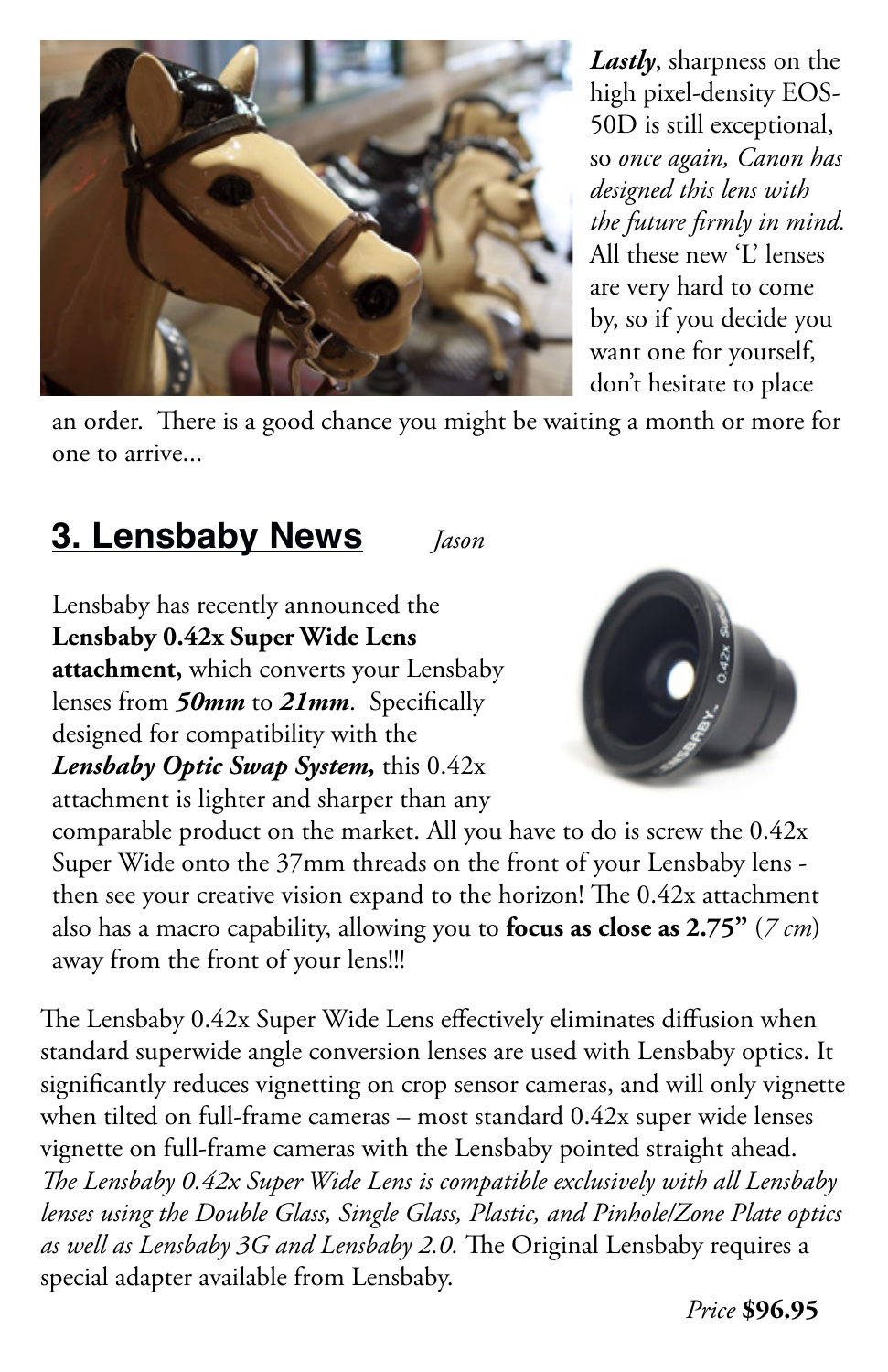***Lastly***, sharpness on the high pixel-density EOS-50D is still exceptional, so *once again, Canon has designed this lens with the future firmly in mind.* All these new 'L' lenses are very hard to come by, so if you decide you want one for yourself, don't hesitate to place an order. There is a good chance you might be waiting a month or more for one to arrive...

## 3. Lensbaby News *Jason*

Lensbaby has recently announced the **Lensbaby 0.42x Super Wide Lens attachment,** which converts your Lensbaby lenses from ***50mm*** to ***21mm***. Specifically designed for compatibility with the ***Lensbaby Optic Swap System,*** this 0.42x attachment is lighter and sharper than any comparable product on the market. All you have to do is screw the 0.42x Super Wide onto the 37mm threads on the front of your Lensbaby lens - then see your creative vision expand to the horizon! The 0.42x attachment also has a macro capability, allowing you to **focus as close as 2.75"** (*7 cm*) away from the front of your lens!!!

The Lensbaby 0.42x Super Wide Lens effectively eliminates diffusion when standard superwide angle conversion lenses are used with Lensbaby optics. It significantly reduces vignetting on crop sensor cameras, and will only vignette when tilted on full-frame cameras – most standard 0.42x super wide lenses vignette on full-frame cameras with the Lensbaby pointed straight ahead. *The Lensbaby 0.42x Super Wide Lens is compatible exclusively with all Lensbaby lenses using the Double Glass, Single Glass, Plastic, and Pinhole/Zone Plate optics as well as Lensbaby 3G and Lensbaby 2.0.* The Original Lensbaby requires a special adapter available from Lensbaby.

*Price* **$96.95**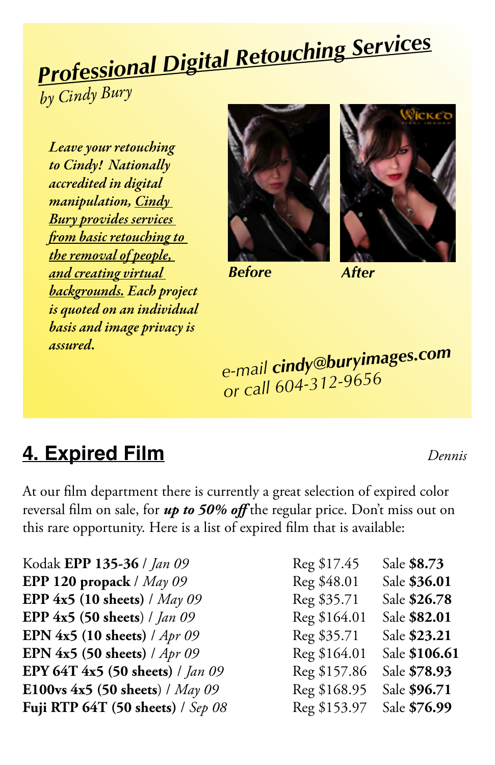## *Professional Digital Retouching Services*

*by Cindy Bury*

***Leave your retouching to Cindy! Nationally accredited in digital manipulation, Cindy Bury provides services from basic retouching to the removal of people, and creating virtual backgrounds. Each project is quoted on an individual basis and image privacy is assured.***

***Before*** ***After***

*e-mail* ***cindy@buryimages.com***
*or call 604-312-9656*

## 4. Expired Film

*Dennis*

At our film department there is currently a great selection of expired color reversal film on sale, for ***up to 50% off*** the regular price. Don't miss out on this rare opportunity. Here is a list of expired film that is available:

| Film | Regular | Sale |
| --- | --- | --- |
| Kodak **EPP 135-36** / *Jan 09* | Reg $17.45 | Sale **$8.73** |
| **EPP 120 propack** / *May 09* | Reg $48.01 | Sale **$36.01** |
| **EPP 4x5 (10 sheets)** / *May 09* | Reg $35.71 | Sale **$26.78** |
| **EPP 4x5 (50 sheets)** / *Jan 09* | Reg $164.01 | Sale **$82.01** |
| **EPN 4x5 (10 sheets)** / *Apr 09* | Reg $35.71 | Sale **$23.21** |
| **EPN 4x5 (50 sheets)** / *Apr 09* | Reg $164.01 | Sale **$106.61** |
| **EPY 64T 4x5 (50 sheets)** / *Jan 09* | Reg $157.86 | Sale **$78.93** |
| **E100vs 4x5 (50 sheets)** / *May 09* | Reg $168.95 | Sale **$96.71** |
| **Fuji RTP 64T (50 sheets)** / *Sep 08* | Reg $153.97 | Sale **$76.99** |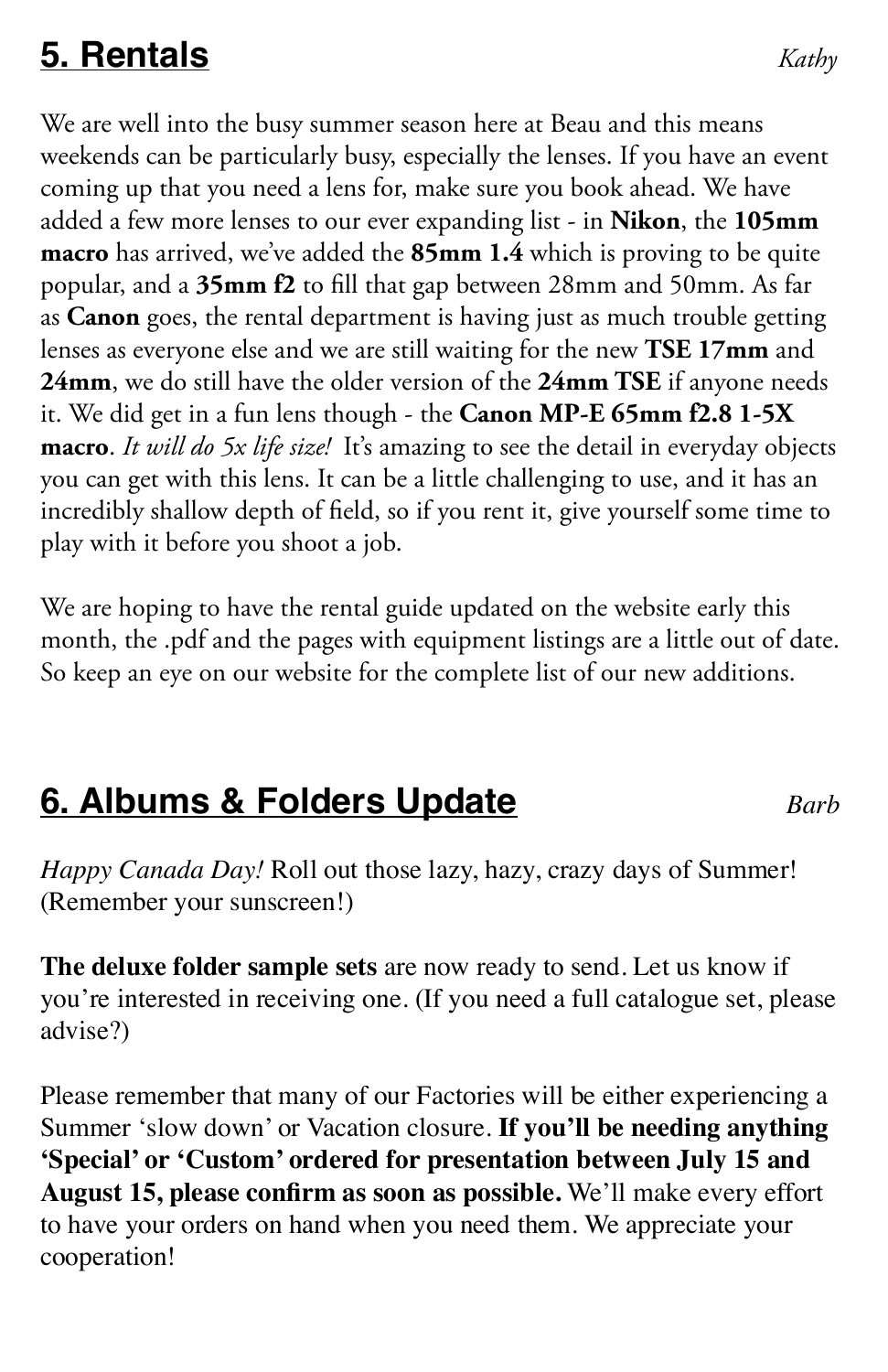## 5. Rentals

*Kathy*

We are well into the busy summer season here at Beau and this means weekends can be particularly busy, especially the lenses. If you have an event coming up that you need a lens for, make sure you book ahead. We have added a few more lenses to our ever expanding list - in **Nikon**, the **105mm macro** has arrived, we've added the **85mm 1.4** which is proving to be quite popular, and a **35mm f2** to fill that gap between 28mm and 50mm. As far as **Canon** goes, the rental department is having just as much trouble getting lenses as everyone else and we are still waiting for the new **TSE 17mm** and **24mm**, we do still have the older version of the **24mm TSE** if anyone needs it. We did get in a fun lens though - the **Canon MP-E 65mm f2.8 1-5X macro**. *It will do 5x life size!* It's amazing to see the detail in everyday objects you can get with this lens. It can be a little challenging to use, and it has an incredibly shallow depth of field, so if you rent it, give yourself some time to play with it before you shoot a job.

We are hoping to have the rental guide updated on the website early this month, the .pdf and the pages with equipment listings are a little out of date. So keep an eye on our website for the complete list of our new additions.

## 6. Albums & Folders Update

*Barb*

*Happy Canada Day!* Roll out those lazy, hazy, crazy days of Summer! (Remember your sunscreen!)

**The deluxe folder sample sets** are now ready to send. Let us know if you're interested in receiving one. (If you need a full catalogue set, please advise?)

Please remember that many of our Factories will be either experiencing a Summer 'slow down' or Vacation closure. **If you'll be needing anything 'Special' or 'Custom' ordered for presentation between July 15 and August 15, please confirm as soon as possible.** We'll make every effort to have your orders on hand when you need them. We appreciate your cooperation!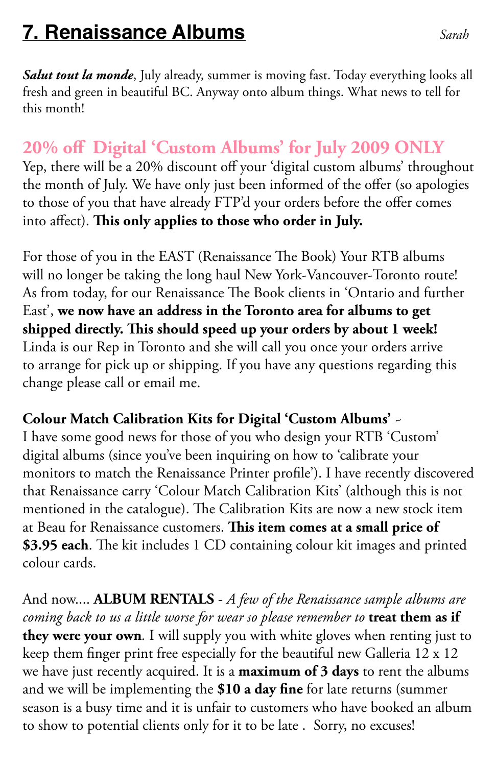# 7. Renaissance Albums

*Sarah*

***Salut tout la monde***, July already, summer is moving fast. Today everything looks all fresh and green in beautiful BC. Anyway onto album things. What news to tell for this month!

## 20% off Digital 'Custom Albums' for July 2009 ONLY

Yep, there will be a 20% discount off your 'digital custom albums' throughout the month of July. We have only just been informed of the offer (so apologies to those of you that have already FTP'd your orders before the offer comes into affect). **This only applies to those who order in July.**

For those of you in the EAST (Renaissance The Book) Your RTB albums will no longer be taking the long haul New York-Vancouver-Toronto route! As from today, for our Renaissance The Book clients in 'Ontario and further East', **we now have an address in the Toronto area for albums to get shipped directly. This should speed up your orders by about 1 week!** Linda is our Rep in Toronto and she will call you once your orders arrive to arrange for pick up or shipping. If you have any questions regarding this change please call or email me.

**Colour Match Calibration Kits for Digital 'Custom Albums'** ~
I have some good news for those of you who design your RTB 'Custom' digital albums (since you've been inquiring on how to 'calibrate your monitors to match the Renaissance Printer profile'). I have recently discovered that Renaissance carry 'Colour Match Calibration Kits' (although this is not mentioned in the catalogue). The Calibration Kits are now a new stock item at Beau for Renaissance customers. **This item comes at a small price of $3.95 each**. The kit includes 1 CD containing colour kit images and printed colour cards.

And now.... **ALBUM RENTALS** - *A few of the Renaissance sample albums are coming back to us a little worse for wear so please remember to* **treat them as if they were your own**. I will supply you with white gloves when renting just to keep them finger print free especially for the beautiful new Galleria 12 x 12 we have just recently acquired. It is a **maximum of 3 days** to rent the albums and we will be implementing the **$10 a day fine** for late returns (summer season is a busy time and it is unfair to customers who have booked an album to show to potential clients only for it to be late . Sorry, no excuses!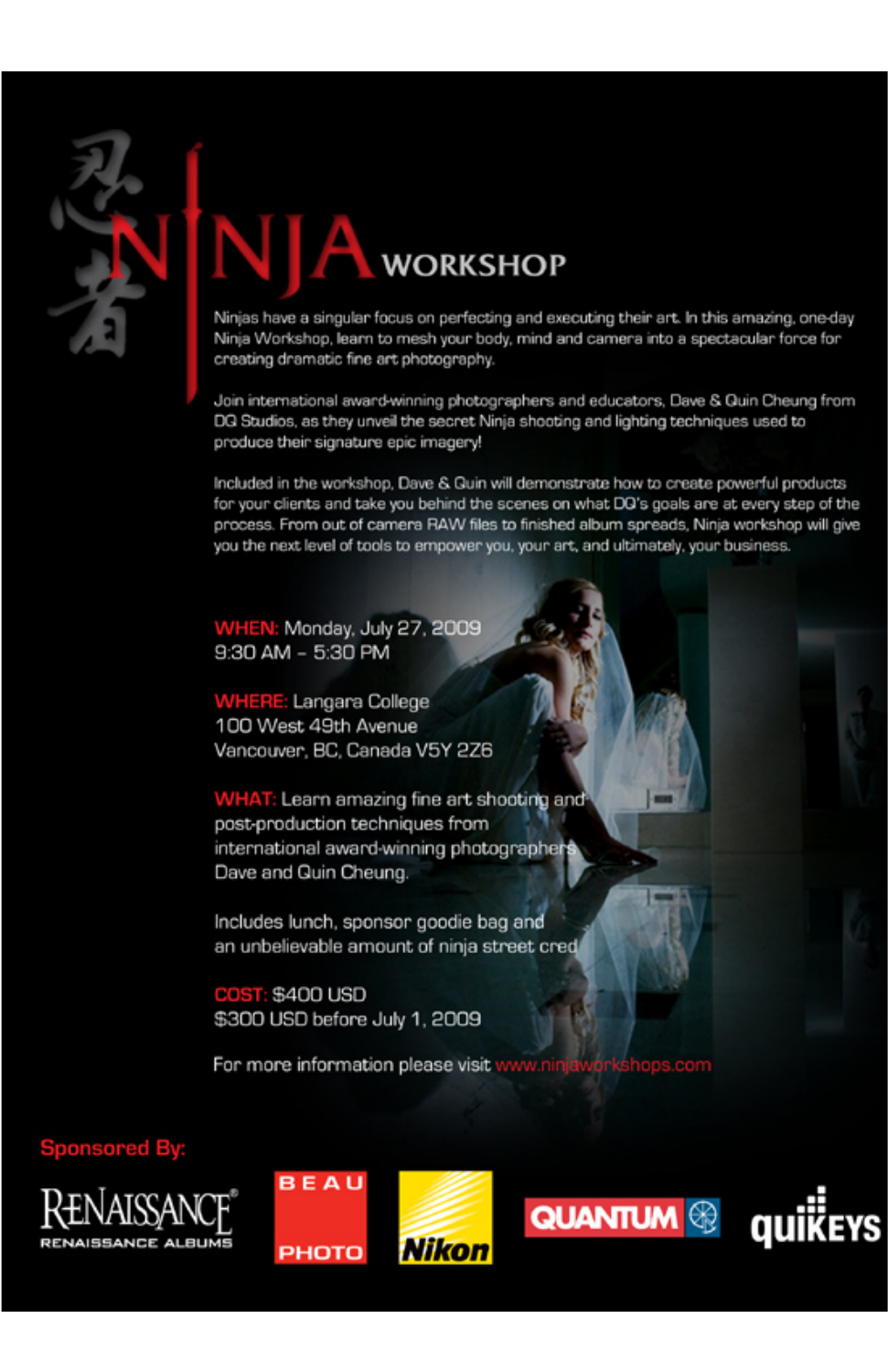忍者

# NINJA WORKSHOP

Ninjas have a singular focus on perfecting and executing their art. In this amazing, one-day Ninja Workshop, learn to mesh your body, mind and camera into a spectacular force for creating dramatic fine art photography.

Join international award-winning photographers and educators, Dave & Quin Cheung from DQ Studios, as they unveil the secret Ninja shooting and lighting techniques used to produce their signature epic imagery!

Included in the workshop, Dave & Quin will demonstrate how to create powerful products for your clients and take you behind the scenes on what DQ's goals are at every step of the process. From out of camera RAW files to finished album spreads, Ninja workshop will give you the next level of tools to empower you, your art, and ultimately, your business.

**WHEN:** Monday, July 27, 2009
9:30 AM – 5:30 PM

**WHERE:** Langara College
100 West 49th Avenue
Vancouver, BC, Canada V5Y 2Z6

**WHAT:** Learn amazing fine art shooting and post-production techniques from international award-winning photographers Dave and Quin Cheung.

Includes lunch, sponsor goodie bag and an unbelievable amount of ninja street cred.

**COST:** $400 USD
$300 USD before July 1, 2009

For more information please visit www.ninjaworkshops.com

**Sponsored By:**

Renaissance — Renaissance Albums | Beau Photo | Nikon | Quantum | quiKEYS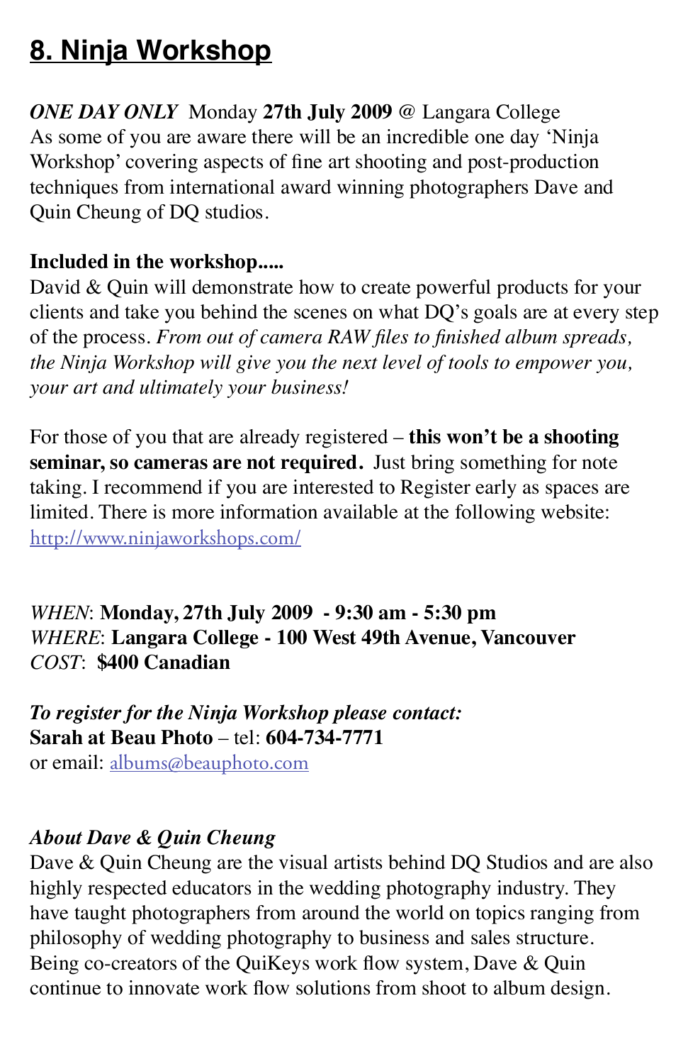## 8. Ninja Workshop

*ONE DAY ONLY* Monday **27th July 2009** @ Langara College
As some of you are aware there will be an incredible one day 'Ninja Workshop' covering aspects of fine art shooting and post-production techniques from international award winning photographers Dave and Quin Cheung of DQ studios.

**Included in the workshop.....**
David & Quin will demonstrate how to create powerful products for your clients and take you behind the scenes on what DQ's goals are at every step of the process. *From out of camera RAW files to finished album spreads, the Ninja Workshop will give you the next level of tools to empower you, your art and ultimately your business!*

For those of you that are already registered – **this won't be a shooting seminar, so cameras are not required.** Just bring something for note taking. I recommend if you are interested to Register early as spaces are limited. There is more information available at the following website: [http://www.ninjaworkshops.com/](http://www.ninjaworkshops.com/)

*WHEN*: **Monday, 27th July 2009 - 9:30 am - 5:30 pm**
*WHERE*: **Langara College - 100 West 49th Avenue, Vancouver**
*COST*: **$400 Canadian**

***To register for the Ninja Workshop please contact:***
**Sarah at Beau Photo** – tel: **604-734-7771**
or email: [albums@beauphoto.com](mailto:albums@beauphoto.com)

***About Dave & Quin Cheung***
Dave & Quin Cheung are the visual artists behind DQ Studios and are also highly respected educators in the wedding photography industry. They have taught photographers from around the world on topics ranging from philosophy of wedding photography to business and sales structure. Being co-creators of the QuiKeys work flow system, Dave & Quin continue to innovate work flow solutions from shoot to album design.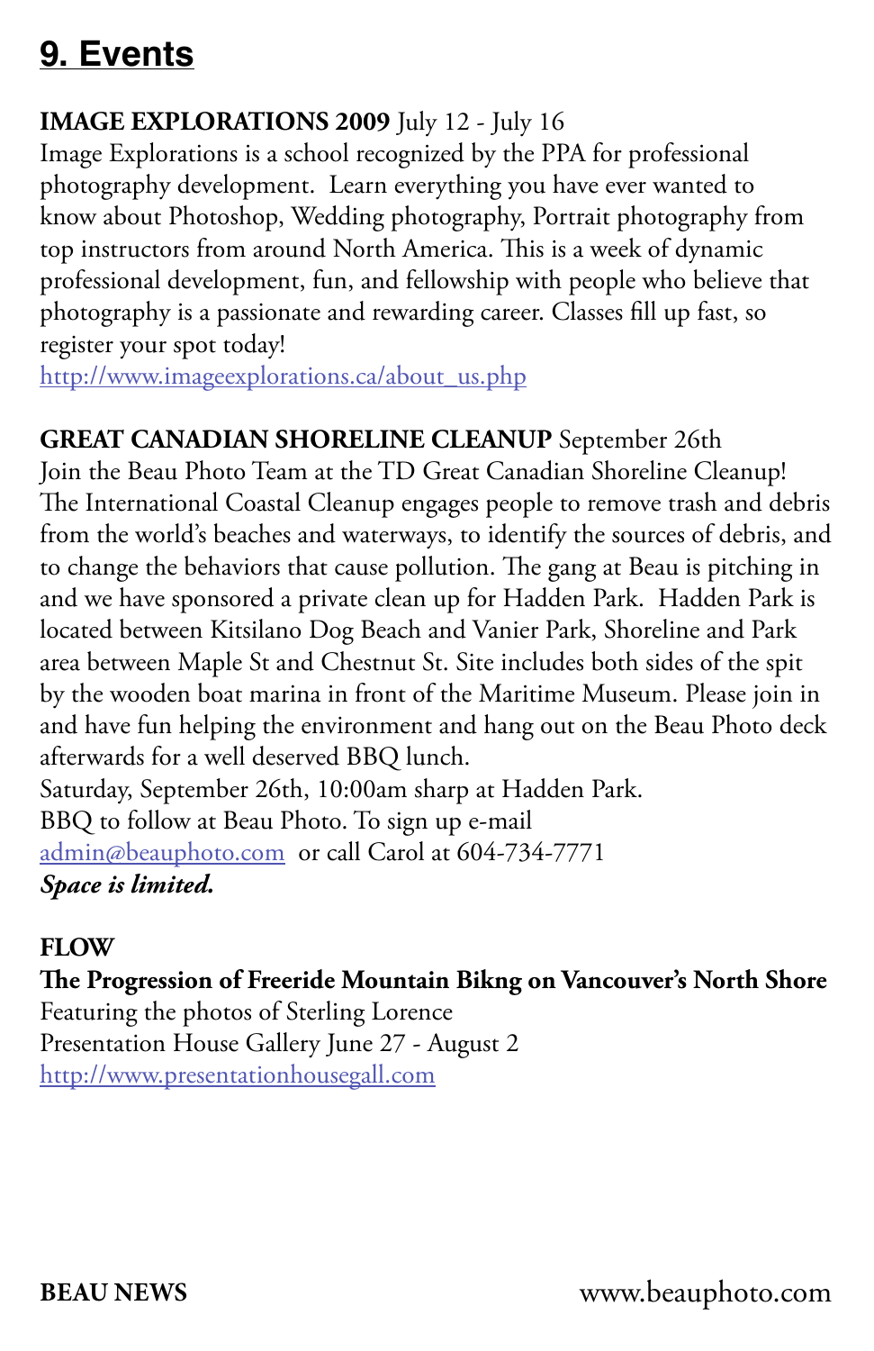# 9. Events

**IMAGE EXPLORATIONS 2009** July 12 - July 16

Image Explorations is a school recognized by the PPA for professional photography development. Learn everything you have ever wanted to know about Photoshop, Wedding photography, Portrait photography from top instructors from around North America. This is a week of dynamic professional development, fun, and fellowship with people who believe that photography is a passionate and rewarding career. Classes fill up fast, so register your spot today!

http://www.imageexplorations.ca/about_us.php

**GREAT CANADIAN SHORELINE CLEANUP** September 26th

Join the Beau Photo Team at the TD Great Canadian Shoreline Cleanup! The International Coastal Cleanup engages people to remove trash and debris from the world's beaches and waterways, to identify the sources of debris, and to change the behaviors that cause pollution. The gang at Beau is pitching in and we have sponsored a private clean up for Hadden Park. Hadden Park is located between Kitsilano Dog Beach and Vanier Park, Shoreline and Park area between Maple St and Chestnut St. Site includes both sides of the spit by the wooden boat marina in front of the Maritime Museum. Please join in and have fun helping the environment and hang out on the Beau Photo deck afterwards for a well deserved BBQ lunch.

Saturday, September 26th, 10:00am sharp at Hadden Park.

BBQ to follow at Beau Photo. To sign up e-mail admin@beauphoto.com or call Carol at 604-734-7771

***Space is limited.***

**FLOW**

**The Progression of Freeride Mountain Bikng on Vancouver's North Shore**

Featuring the photos of Sterling Lorence

Presentation House Gallery June 27 - August 2

http://www.presentationhousegall.com